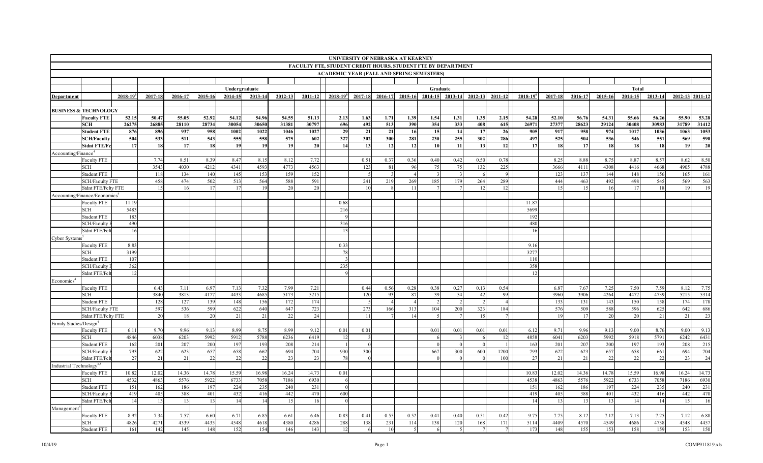# UNIVERSITY OF NEBRASKA AT KEARNEY

## FACULTY FTE, STUDENT CREDIT HOURS, STUDENT FTE BY DEPARTMENT

### ACADEMIC YEAR (FALL AND SPRING SEMESTERS)

| Department | | Undergraduate | | | | | | | | Graduate | | | | | | | | Total | | | | | | | |
|---|---|---|---|---|---|---|---|---|---|---|---|---|---|---|---|---|---|---|---|---|---|---|---|---|---|
| | | 2018-19[6] | 2017-18 | 2016-17 | 2015-16 | 2014-15 | 2013-14 | 2012-13 | 2011-12 | 2018-19[6] | 2017-18 | 2016-17 | 2015-16 | 2014-15 | 2013-14 | 2012-13 | 2011-12 | 2018-19[6] | 2017-18 | 2016-17 | 2015-16 | 2014-15 | 2013-14 | 2012-13 | 2011-12 |
| **BUSINESS & TECHNOLOGY** | | | | | | | | | | | | | | | | | | | | | | | | | |
| | **Faculty FTE** | **52.15** | **50.47** | **55.05** | **52.92** | **54.12** | **54.96** | **54.55** | **51.13** | **2.13** | **1.63** | **1.71** | **1.39** | **1.54** | **1.31** | **1.35** | **2.15** | **54.28** | **52.10** | **56.76** | **54.31** | **55.66** | **56.26** | **55.90** | **53.28** |
| | **SCH** | **26275** | **26885** | **28110** | **28734** | **30054** | **30650** | **31381** | **30797** | **696** | **492** | **513** | **390** | **354** | **333** | **408** | **615** | **26971** | **27377** | **28623** | **29124** | **30408** | **30983** | **31789** | **31412** |
| | **Student FTE** | **876** | **896** | **937** | **958** | **1002** | **1022** | **1046** | **1027** | **29** | **21** | **21** | **16** | **15** | **14** | **17** | **26** | **905** | **917** | **958** | **974** | **1017** | **1036** | **1063** | **1053** |
| | **SCH/Faculty** | **504** | **533** | **511** | **543** | **555** | **558** | **575** | **602** | **327** | **302** | **300** | **281** | **230** | **255** | **302** | **286** | **497** | **525** | **504** | **536** | **546** | **551** | **569** | **590** |
| | **Stdnt FTE/Fc** | **17** | **18** | **17** | **18** | **19** | **19** | **19** | **20** | **14** | **13** | **12** | **12** | **10** | **11** | **13** | **12** | **17** | **18** | **17** | **18** | **18** | **18** | **19** | **20** |
| Accounting/Finance[4] | | | | | | | | | | | | | | | | | | | | | | | | | |
| | Faculty FTE | | 7.74 | 8.51 | 8.39 | 8.47 | 8.15 | 8.12 | 7.72 | | 0.51 | 0.37 | 0.36 | 0.40 | 0.42 | 0.50 | 0.78 | | 8.25 | 8.88 | 8.75 | 8.87 | 8.57 | 8.62 | 8.50 |
| | SCH | | 3543 | 4030 | 4212 | 4341 | 4593 | 4773 | 4563 | | 123 | 81 | 96 | 75 | 75 | 132 | 225 | | 3666 | 4111 | 4308 | 4416 | 4668 | 4905 | 4788 |
| | Student FTE | | 118 | 134 | 140 | 145 | 153 | 159 | 152 | | 5 | 3 | 4 | 3 | 3 | 6 | 9 | | 123 | 137 | 144 | 148 | 156 | 165 | 161 |
| | SCH/Faculty FTE | | 458 | 474 | 502 | 513 | 564 | 588 | 591 | | 241 | 219 | 269 | 185 | 179 | 264 | 289 | | 444 | 463 | 492 | 498 | 545 | 569 | 563 |
| | Stdnt FTE/Fclty FTE | | 15 | 16 | 17 | 17 | 19 | 20 | 20 | | 10 | 8 | 11 | 7 | 7 | 12 | 12 | | 15 | 15 | 16 | 17 | 18 | 19 | 19 |
| Accounting/Finance/Economics[4] | | | | | | | | | | | | | | | | | | | | | | | | | |
| | Faculty FTE | 11.19 | | | | | | | | 0.68 | | | | | | | | 11.87 | | | | | | | |
| | SCH | 5483 | | | | | | | | 216 | | | | | | | | 5699 | | | | | | | |
| | Student FTE | 183 | | | | | | | | 9 | | | | | | | | 192 | | | | | | | |
| | SCH/Faculty F | 490 | | | | | | | | 316 | | | | | | | | 480 | | | | | | | |
| | Stdnt FTE/Fclt | 16 | | | | | | | | 13 | | | | | | | | 16 | | | | | | | |
| Cyber Systems[5] | | | | | | | | | | | | | | | | | | | | | | | | | |
| | Faculty FTE | 8.83 | | | | | | | | 0.33 | | | | | | | | 9.16 | | | | | | | |
| | SCH | 3199 | | | | | | | | 78 | | | | | | | | 3277 | | | | | | | |
| | Student FTE | 107 | | | | | | | | 3 | | | | | | | | 110 | | | | | | | |
| | SCH/Faculty F | 362 | | | | | | | | 235 | | | | | | | | 358 | | | | | | | |
| | Stdnt FTE/Fclt | 12 | | | | | | | | 9 | | | | | | | | 12 | | | | | | | |
| Economics[4] | | | | | | | | | | | | | | | | | | | | | | | | | |
| | Faculty FTE | | 6.43 | 7.11 | 6.97 | 7.13 | 7.32 | 7.99 | 7.21 | | 0.44 | 0.56 | 0.28 | 0.38 | 0.27 | 0.13 | 0.54 | | 6.87 | 7.67 | 7.25 | 7.50 | 7.59 | 8.12 | 7.75 |
| | SCH | | 3840 | 3813 | 4177 | 4433 | 4685 | 5173 | 5215 | | 120 | 93 | 87 | 39 | 54 | 42 | 99 | | 3960 | 3906 | 4264 | 4472 | 4739 | 5215 | 5314 |
| | Student FTE | | 128 | 127 | 139 | 148 | 156 | 172 | 174 | | 5 | 4 | 4 | 2 | 2 | 2 | 4 | | 133 | 131 | 143 | 150 | 158 | 174 | 178 |
| | SCH/Faculty FTE | | 597 | 536 | 599 | 622 | 640 | 647 | 723 | | 273 | 166 | 313 | 104 | 200 | 323 | 184 | | 576 | 509 | 588 | 596 | 625 | 642 | 686 |
| | Stdnt FTE/Fclty FTE | | 20 | 18 | 20 | 21 | 21 | 22 | 24 | | 11 | 7 | 14 | 5 | 7 | 15 | 7 | | 19 | 17 | 20 | 20 | 21 | 21 | 23 |
| Family Studies/Design[4] | | | | | | | | | | | | | | | | | | | | | | | | | |
| | Faculty FTE | 6.11 | 9.70 | 9.96 | 9.13 | 8.99 | 8.75 | 8.99 | 9.12 | 0.01 | 0.01 | | | 0.01 | 0.01 | 0.01 | 0.01 | 6.12 | 9.71 | 9.96 | 9.13 | 9.00 | 8.76 | 9.00 | 9.13 |
| | SCH | 4846 | 6038 | 6203 | 5992 | 5912 | 5788 | 6236 | 6419 | 12 | 3 | | | 6 | 3 | 6 | 12 | 4858 | 6041 | 6203 | 5992 | 5918 | 5791 | 6242 | 6431 |
| | Student FTE | 162 | 201 | 207 | 200 | 197 | 193 | 208 | 214 | 1 | 0 | | | 0 | 0 | 0 | 1 | 163 | 201 | 207 | 200 | 197 | 193 | 208 | 215 |
| | SCH/Faculty F | 793 | 622 | 623 | 657 | 658 | 662 | 694 | 704 | 930 | 300 | | | 667 | 300 | 600 | 1200 | 793 | 622 | 623 | 657 | 658 | 661 | 694 | 704 |
| | Stdnt FTE/Fclt | 27 | 21 | 21 | 22 | 22 | 22 | 23 | 23 | 78 | 0 | | | 0 | 0 | 0 | 100 | 27 | 21 | 21 | 22 | 22 | 22 | 23 | 24 |
| Industrial Technology[3,5] | | | | | | | | | | | | | | | | | | | | | | | | | |
| | Faculty FTE | 10.82 | 12.02 | 14.36 | 14.78 | 15.59 | 16.98 | 16.24 | 14.73 | 0.01 | | | | | | | | 10.83 | 12.02 | 14.36 | 14.78 | 15.59 | 16.98 | 16.24 | 14.73 |
| | SCH | 4532 | 4863 | 5576 | 5922 | 6733 | 7058 | 7186 | 6930 | 6 | | | | | | | | 4538 | 4863 | 5576 | 5922 | 6733 | 7058 | 7186 | 6930 |
| | Student FTE | 151 | 162 | 186 | 197 | 224 | 235 | 240 | 231 | 0 | | | | | | | | 151 | 162 | 186 | 197 | 224 | 235 | 240 | 231 |
| | SCH/Faculty F | 419 | 405 | 388 | 401 | 432 | 416 | 442 | 470 | 600 | | | | | | | | 419 | 405 | 388 | 401 | 432 | 416 | 442 | 470 |
| | Stdnt FTE/Fclt | 14 | 13 | 13 | 13 | 14 | 14 | 15 | 16 | 0 | | | | | | | | 14 | 13 | 13 | 13 | 14 | 14 | 15 | 16 |
| Management[4] | | | | | | | | | | | | | | | | | | | | | | | | | |
| | Faculty FTE | 8.92 | 7.34 | 7.57 | 6.60 | 6.71 | 6.85 | 6.61 | 6.46 | 0.83 | 0.41 | 0.55 | 0.52 | 0.41 | 0.40 | 0.51 | 0.42 | 9.75 | 7.75 | 8.12 | 7.12 | 7.13 | 7.25 | 7.12 | 6.88 |
| | SCH | 4826 | 4271 | 4339 | 4435 | 4548 | 4618 | 4380 | 4286 | 288 | 138 | 231 | 114 | 138 | 120 | 168 | 171 | 5114 | 4409 | 4570 | 4549 | 4686 | 4738 | 4548 | 4457 |
| | Student FTE | 161 | 142 | 145 | 148 | 152 | 154 | 146 | 143 | 12 | 6 | 10 | 5 | 6 | 5 | 7 | 7 | 173 | 148 | 155 | 153 | 158 | 159 | 153 | 150 |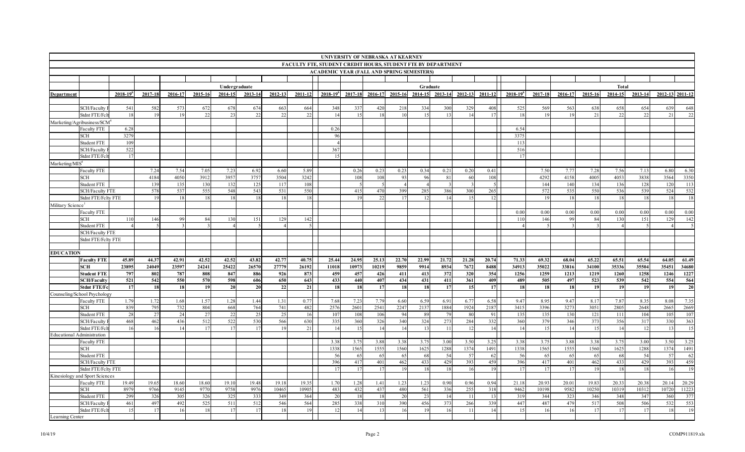# UNIVERSITY OF NEBRASKA AT KEARNEY

## FACULTY FTE, STUDENT CREDIT HOURS, STUDENT FTE BY DEPARTMENT

### ACADEMIC YEAR (FALL AND SPRING SEMESTERS)

| | | Undergraduate | | | | | | | | Graduate | | | | | | | | Total | | | | | | | |
|---|---|---|---|---|---|---|---|---|---|---|---|---|---|---|---|---|---|---|---|---|---|---|---|---|---|
| **Department** | | **2018-19[e]** | **2017-18** | **2016-17** | **2015-16** | **2014-15** | **2013-14** | **2012-13** | **2011-12** | **2018-19[e]** | **2017-18** | **2016-17** | **2015-16** | **2014-15** | **2013-14** | **2012-13** | **2011-12** | **2018-19[e]** | **2017-18** | **2016-17** | **2015-16** | **2014-15** | **2013-14** | **2012-13** | **2011-12** |
| | SCH/Faculty F | 541 | 582 | 573 | 672 | 678 | 674 | 663 | 664 | 348 | 337 | 420 | 218 | 334 | 300 | 329 | 408 | 525 | 569 | 563 | 638 | 658 | 654 | 639 | 648 |
| | Stdnt FTE/Fclt | 18 | 19 | 19 | 22 | 23 | 22 | 22 | 22 | 14 | 15 | 18 | 10 | 15 | 13 | 14 | 17 | 18 | 19 | 19 | 21 | 22 | 22 | 21 | 22 |
| Marketing/Agribusiness/SCM[4] | | | | | | | | | | | | | | | | | | | | | | | | | |
| | Faculty FTE | 6.28 | | | | | | | | 0.26 | | | | | | | | 6.54 | | | | | | | |
| | SCH | 3279 | | | | | | | | 96 | | | | | | | | 3375 | | | | | | | |
| | Student FTE | 109 | | | | | | | | 4 | | | | | | | | 113 | | | | | | | |
| | SCH/Faculty F | 522 | | | | | | | | 367 | | | | | | | | 516 | | | | | | | |
| | Stdnt FTE/Fclt | 17 | | | | | | | | 15 | | | | | | | | 17 | | | | | | | |
| Marketing/MIS[4] | | | | | | | | | | | | | | | | | | | | | | | | | |
| | Faculty FTE | | 7.24 | 7.54 | 7.05 | 7.23 | 6.92 | 6.60 | 5.89 | | 0.26 | 0.23 | 0.23 | 0.34 | 0.21 | 0.20 | 0.41 | | 7.50 | 7.77 | 7.28 | 7.56 | 7.13 | 6.80 | 6.30 |
| | SCH | | 4184 | 4050 | 3912 | 3957 | 3757 | 3504 | 3242 | | 108 | 108 | 93 | 96 | 81 | 60 | 108 | | 4292 | 4158 | 4005 | 4053 | 3838 | 3564 | 3350 |
| | Student FTE | | 139 | 135 | 130 | 132 | 125 | 117 | 108 | | 5 | 5 | 4 | 4 | 3 | 3 | 5 | | 144 | 140 | 134 | 136 | 128 | 120 | 113 |
| | SCH/Faculty FTE | | 578 | 537 | 555 | 548 | 543 | 531 | 550 | | 415 | 470 | 399 | 285 | 386 | 300 | 265 | | 572 | 535 | 550 | 536 | 539 | 524 | 532 |
| | Stdnt FTE/Fclty FTE | | 19 | 18 | 18 | 18 | 18 | 18 | 18 | | 19 | 22 | 17 | 12 | 14 | 15 | 12 | | 19 | 18 | 18 | 18 | 18 | 18 | 18 |
| Military Science[1] | | | | | | | | | | | | | | | | | | | | | | | | | |
| | Faculty FTE | | | | | | | | | | | | | | | | | 0.00 | 0.00 | 0.00 | 0.00 | 0.00 | 0.00 | 0.00 | 0.00 |
| | SCH | 110 | 146 | 99 | 84 | 130 | 151 | 129 | 142 | | | | | | | | | 110 | 146 | 99 | 84 | 130 | 151 | 129 | 142 |
| | Student FTE | 4 | 5 | 3 | 3 | 4 | 5 | 4 | 5 | | | | | | | | | 4 | 5 | 3 | 3 | 4 | 5 | 4 | 5 |
| | SCH/Faculty FTE | | | | | | | | | | | | | | | | | | | | | | | | |
| | Stdnt FTE/Fclty FTE | | | | | | | | | | | | | | | | | | | | | | | | |
| **EDUCATION** | | | | | | | | | | | | | | | | | | | | | | | | | |
| | **Faculty FTE** | **45.89** | **44.37** | **42.91** | **42.52** | **42.52** | **43.82** | **42.77** | **40.75** | **25.44** | **24.95** | **25.13** | **22.70** | **22.99** | **21.72** | **21.28** | **20.74** | **71.33** | **69.32** | **68.04** | **65.22** | **65.51** | **65.54** | **64.05** | **61.49** |
| | **SCH** | **23895** | **24049** | **23597** | **24241** | **25422** | **26570** | **27779** | **26192** | **11018** | **10973** | **10219** | **9859** | **9914** | **8934** | **7672** | **8488** | **34913** | **35022** | **33816** | **34100** | **35336** | **35504** | **35451** | **34680** |
| | **Student FTE** | **797** | **802** | **787** | **808** | **847** | **886** | **926** | **873** | **459** | **457** | **426** | **411** | **413** | **372** | **320** | **354** | **1256** | **1259** | **1213** | **1219** | **1260** | **1258** | **1246** | **1227** |
| | **SCH/Faculty** | **521** | **542** | **550** | **570** | **598** | **606** | **650** | **643** | **433** | **440** | **407** | **434** | **431** | **411** | **361** | **409** | **489** | **505** | **497** | **523** | **539** | **542** | **554** | **564** |
| | **Stdnt FTE/Fc** | **17** | **18** | **18** | **19** | **20** | **20** | **22** | **21** | **18** | **18** | **17** | **18** | **18** | **17** | **15** | **17** | **18** | **18** | **18** | **19** | **19** | **19** | **19** | **20** |
| Counseling/School Psychology | | | | | | | | | | | | | | | | | | | | | | | | | |
| | Faculty FTE | 1.79 | 1.72 | 1.68 | 1.57 | 1.28 | 1.44 | 1.31 | 0.77 | 7.68 | 7.23 | 7.79 | 6.60 | 6.59 | 6.91 | 6.77 | 6.58 | 9.47 | 8.95 | 9.47 | 8.17 | 7.87 | 8.35 | 8.08 | 7.35 |
| | SCH | 839 | 795 | 732 | 804 | 668 | 764 | 741 | 482 | 2576 | 2601 | 2541 | 2247 | 2137 | 1884 | 1924 | 2187 | 3415 | 3396 | 3273 | 3051 | 2805 | 2648 | 2665 | 2669 |
| | Student FTE | 28 | 27 | 24 | 27 | 22 | 25 | 25 | 16 | 107 | 108 | 106 | 94 | 89 | 79 | 80 | 91 | 135 | 135 | 130 | 121 | 111 | 104 | 105 | 107 |
| | SCH/Faculty F | 468 | 462 | 436 | 512 | 522 | 530 | 566 | 630 | 335 | 360 | 326 | 340 | 324 | 273 | 284 | 332 | 360 | 379 | 346 | 373 | 356 | 317 | 330 | 363 |
| | Stdnt FTE/Fclt | 16 | 16 | 14 | 17 | 17 | 17 | 19 | 21 | 14 | 15 | 14 | 14 | 14 | 13 | 11 | 12 | 14 | 14 | 15 | 14 | 15 | 14 | 12 | 13 | 15 |
| Educational Administration | | | | | | | | | | | | | | | | | | | | | | | | | |
| | Faculty FTE | | | | | | | | | 3.38 | 3.75 | 3.88 | 3.38 | 3.75 | 3.00 | 3.50 | 3.25 | 3.38 | 3.75 | 3.88 | 3.38 | 3.75 | 3.00 | 3.50 | 3.25 |
| | SCH | | | | | | | | | 1338 | 1565 | 1555 | 1560 | 1625 | 1288 | 1374 | 1491 | 1338 | 1565 | 1555 | 1560 | 1625 | 1288 | 1374 | 1491 |
| | Student FTE | | | | | | | | | 56 | 65 | 65 | 65 | 68 | 54 | 57 | 62 | 56 | 65 | 65 | 65 | 68 | 54 | 57 | 62 |
| | SCH/Faculty FTE | | | | | | | | | 396 | 417 | 401 | 462 | 433 | 429 | 393 | 459 | 396 | 417 | 401 | 462 | 433 | 429 | 393 | 459 |
| | Stdnt FTE/Fclty FTE | | | | | | | | | 17 | 17 | 17 | 19 | 18 | 18 | 16 | 19 | 17 | 17 | 17 | 19 | 18 | 18 | 16 | 19 |
| Kinesiology and Sport Sciences | | | | | | | | | | | | | | | | | | | | | | | | | |
| | Faculty FTE | 19.49 | 19.65 | 18.60 | 18.60 | 19.10 | 19.48 | 19.18 | 19.35 | 1.70 | 1.28 | 1.41 | 1.23 | 1.23 | 0.90 | 0.96 | 0.94 | 21.18 | 20.93 | 20.01 | 19.83 | 20.33 | 20.38 | 20.14 | 20.29 |
| | SCH | 8979 | 9766 | 9145 | 9770 | 9758 | 9976 | 10465 | 10905 | 483 | 432 | 437 | 480 | 561 | 336 | 255 | 318 | 9462 | 10198 | 9582 | 10250 | 10319 | 10312 | 10720 | 11223 |
| | Student FTE | 299 | 326 | 305 | 326 | 325 | 333 | 349 | 364 | 20 | 18 | 18 | 20 | 23 | 14 | 11 | 13 | 319 | 344 | 323 | 346 | 348 | 347 | 360 | 377 |
| | SCH/Faculty F | 461 | 497 | 492 | 525 | 511 | 512 | 546 | 564 | 285 | 338 | 310 | 390 | 456 | 373 | 266 | 339 | 447 | 487 | 479 | 517 | 508 | 506 | 532 | 553 |
| | Stdnt FTE/Fclt | 15 | 17 | 16 | 18 | 17 | 17 | 18 | 19 | 12 | 14 | 13 | 16 | 19 | 16 | 11 | 14 | 15 | 16 | 16 | 17 | 17 | 17 | 18 | 19 |
| Learning Center | | | | | | | | | | | | | | | | | | | | | | | | | |

10/4/19 COMP911819.xls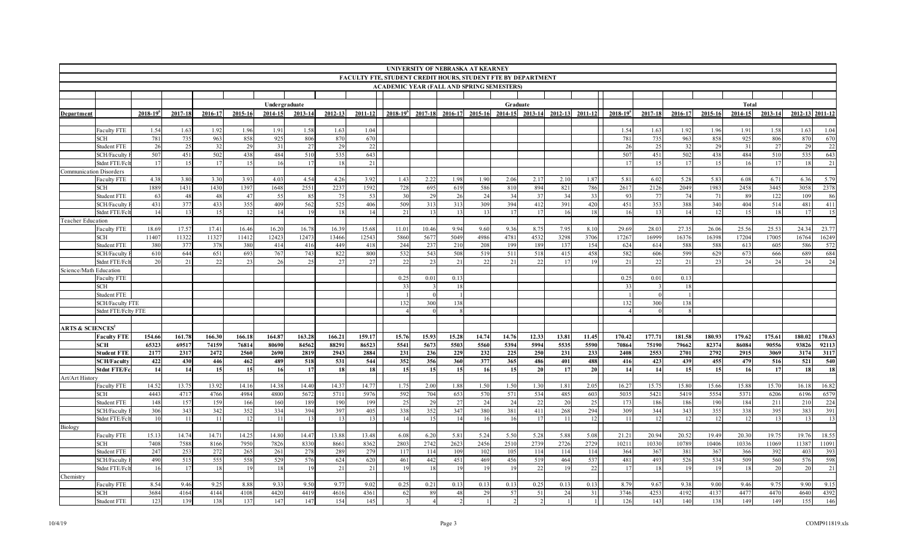# UNIVERSITY OF NEBRASKA AT KEARNEY

## FACULTY FTE, STUDENT CREDIT HOURS, STUDENT FTE BY DEPARTMENT

### ACADEMIC YEAR (FALL AND SPRING SEMESTERS)

| Department | | Undergraduate | | | | | | | | Graduate | | | | | | | | Total | | | | | | | |
|---|---|---|---|---|---|---|---|---|---|---|---|---|---|---|---|---|---|---|---|---|---|---|---|---|---|
| | | 2018-19[a] | 2017-18 | 2016-17 | 2015-16 | 2014-15 | 2013-14 | 2012-13 | 2011-12 | 2018-19[a] | 2017-18 | 2016-17 | 2015-16 | 2014-15 | 2013-14 | 2012-13 | 2011-12 | 2018-19[a] | 2017-18 | 2016-17 | 2015-16 | 2014-15 | 2013-14 | 2012-13 | 2011-12 |
| | Faculty FTE | 1.54 | 1.63 | 1.92 | 1.96 | 1.91 | 1.58 | 1.63 | 1.04 | | | | | | | | | 1.54 | 1.63 | 1.92 | 1.96 | 1.91 | 1.58 | 1.63 | 1.04 |
| | SCH | 781 | 735 | 963 | 858 | 925 | 806 | 870 | 670 | | | | | | | | | 781 | 735 | 963 | 858 | 925 | 806 | 870 | 670 |
| | Student FTE | 26 | 25 | 32 | 29 | 31 | 27 | 29 | 22 | | | | | | | | | 26 | 25 | 32 | 29 | 31 | 27 | 29 | 22 |
| | SCH/Faculty FTE | 507 | 451 | 502 | 438 | 484 | 510 | 535 | 643 | | | | | | | | | 507 | 451 | 502 | 438 | 484 | 510 | 535 | 643 |
| | Stdnt FTE/Fclty FTE | 17 | 15 | 17 | 15 | 16 | 17 | 18 | 21 | | | | | | | | | 17 | 15 | 17 | 15 | 16 | 17 | 18 | 21 |
| Communication Disorders | | | | | | | | | | | | | | | | | | | | | | | | | |
| | Faculty FTE | 4.38 | 3.80 | 3.30 | 3.93 | 4.03 | 4.54 | 4.26 | 3.92 | 1.43 | 2.22 | 1.98 | 1.90 | 2.06 | 2.17 | 2.10 | 1.87 | 5.81 | 6.02 | 5.28 | 5.83 | 6.08 | 6.71 | 6.36 | 5.79 |
| | SCH | 1889 | 1431 | 1430 | 1397 | 1648 | 2551 | 2237 | 1592 | 728 | 695 | 619 | 586 | 810 | 894 | 821 | 786 | 2617 | 2126 | 2049 | 1983 | 2458 | 3445 | 3058 | 2378 |
| | Student FTE | 63 | 48 | 48 | 47 | 55 | 85 | 75 | 53 | 30 | 29 | 26 | 24 | 34 | 37 | 34 | 33 | 93 | 77 | 74 | 71 | 89 | 122 | 109 | 86 |
| | SCH/Faculty FTE | 431 | 377 | 433 | 355 | 409 | 562 | 525 | 406 | 509 | 313 | 313 | 309 | 394 | 412 | 391 | 420 | 451 | 353 | 388 | 340 | 404 | 514 | 481 | 411 |
| | Stdnt FTE/Fclty FTE | 14 | 13 | 15 | 12 | 14 | 19 | 18 | 14 | 21 | 13 | 13 | 13 | 17 | 17 | 16 | 18 | 16 | 13 | 14 | 12 | 15 | 18 | 17 | 15 |
| Teacher Education | | | | | | | | | | | | | | | | | | | | | | | | | |
| | Faculty FTE | 18.69 | 17.57 | 17.41 | 16.46 | 16.20 | 16.78 | 16.39 | 15.68 | 11.01 | 10.46 | 9.94 | 9.60 | 9.36 | 8.75 | 7.95 | 8.10 | 29.69 | 28.03 | 27.35 | 26.06 | 25.56 | 25.53 | 24.34 | 23.77 |
| | SCH | 11407 | 11322 | 11327 | 11412 | 12423 | 12473 | 13466 | 12543 | 5860 | 5677 | 5049 | 4986 | 4781 | 4532 | 3298 | 3706 | 17267 | 16999 | 16376 | 16398 | 17204 | 17005 | 16764 | 16249 |
| | Student FTE | 380 | 377 | 378 | 380 | 414 | 416 | 449 | 418 | 244 | 237 | 210 | 208 | 199 | 189 | 137 | 154 | 624 | 614 | 588 | 588 | 613 | 605 | 586 | 572 |
| | SCH/Faculty FTE | 610 | 644 | 651 | 693 | 767 | 743 | 822 | 800 | 532 | 543 | 508 | 519 | 511 | 518 | 415 | 458 | 582 | 606 | 599 | 629 | 673 | 666 | 689 | 684 |
| | Stdnt FTE/Fclty FTE | 20 | 21 | 22 | 23 | 26 | 25 | 27 | 27 | 22 | 23 | 21 | 22 | 21 | 22 | 17 | 19 | 21 | 22 | 21 | 23 | 24 | 24 | 24 | 24 |
| Science/Math Education | | | | | | | | | | | | | | | | | | | | | | | | | |
| | Faculty FTE | | | | | | | | | 0.25 | 0.01 | 0.13 | | | | | | 0.25 | 0.01 | 0.13 | | | | | |
| | SCH | | | | | | | | | 33 | 3 | 18 | | | | | | 33 | 3 | 18 | | | | | |
| | Student FTE | | | | | | | | | 1 | 0 | 1 | | | | | | 1 | 0 | 1 | | | | | |
| | SCH/Faculty FTE | | | | | | | | | 132 | 300 | 138 | | | | | | 132 | 300 | 138 | | | | | |
| | Stdnt FTE/Fclty FTE | | | | | | | | | 4 | 0 | 8 | | | | | | 4 | 0 | 8 | | | | | |
| **ARTS & SCIENCES[2]** | | | | | | | | | | | | | | | | | | | | | | | | | |
| | **Faculty FTE** | **154.66** | **161.78** | **166.30** | **166.18** | **164.87** | **163.28** | **166.21** | **159.17** | **15.76** | **15.93** | **15.28** | **14.74** | **14.76** | **12.33** | **13.81** | **11.45** | **170.42** | **177.71** | **181.58** | **180.93** | **179.62** | **175.61** | **180.02** | **170.63** |
| | **SCH** | **65323** | **69517** | **74159** | **76814** | **80690** | **84562** | **88291** | **86523** | **5541** | **5673** | **5503** | **5560** | **5394** | **5994** | **5535** | **5590** | **70864** | **75190** | **79662** | **82374** | **86084** | **90556** | **93826** | **92113** |
| | **Student FTE** | **2177** | **2317** | **2472** | **2560** | **2690** | **2819** | **2943** | **2884** | **231** | **236** | **229** | **232** | **225** | **250** | **231** | **233** | **2408** | **2553** | **2701** | **2792** | **2915** | **3069** | **3174** | **3117** |
| | **SCH/Faculty** | **422** | **430** | **446** | **462** | **489** | **518** | **531** | **544** | **352** | **356** | **360** | **377** | **365** | **486** | **401** | **488** | **416** | **423** | **439** | **455** | **479** | **516** | **521** | **540** |
| | **Stdnt FTE/Fc** | **14** | **14** | **15** | **15** | **16** | **17** | **18** | **18** | **15** | **15** | **15** | **16** | **15** | **20** | **17** | **20** | **14** | **14** | **15** | **15** | **16** | **17** | **18** | **18** |
| Art/Art History | | | | | | | | | | | | | | | | | | | | | | | | | |
| | Faculty FTE | 14.52 | 13.75 | 13.92 | 14.16 | 14.38 | 14.40 | 14.37 | 14.77 | 1.75 | 2.00 | 1.88 | 1.50 | 1.50 | 1.30 | 1.81 | 2.05 | 16.27 | 15.75 | 15.80 | 15.66 | 15.88 | 15.70 | 16.18 | 16.82 |
| | SCH | 4443 | 4717 | 4766 | 4984 | 4800 | 5672 | 5711 | 5976 | 592 | 704 | 653 | 570 | 571 | 534 | 485 | 603 | 5035 | 5421 | 5419 | 5554 | 5371 | 6206 | 6196 | 6579 |
| | Student FTE | 148 | 157 | 159 | 166 | 160 | 189 | 190 | 199 | 25 | 29 | 27 | 24 | 24 | 22 | 20 | 25 | 173 | 186 | 186 | 190 | 184 | 211 | 210 | 224 |
| | SCH/Faculty FTE | 306 | 343 | 342 | 352 | 334 | 394 | 397 | 405 | 338 | 352 | 347 | 380 | 381 | 411 | 268 | 294 | 309 | 344 | 343 | 355 | 338 | 395 | 383 | 391 |
| | Stdnt FTE/Fclty FTE | 10 | 11 | 11 | 12 | 11 | 13 | 13 | 13 | 14 | 15 | 14 | 16 | 16 | 17 | 11 | 12 | 11 | 12 | 12 | 12 | 12 | 13 | 13 | 13 |
| Biology | | | | | | | | | | | | | | | | | | | | | | | | | |
| | Faculty FTE | 15.13 | 14.74 | 14.71 | 14.25 | 14.80 | 14.47 | 13.88 | 13.48 | 6.08 | 6.20 | 5.81 | 5.24 | 5.50 | 5.28 | 5.88 | 5.08 | 21.21 | 20.94 | 20.52 | 19.49 | 20.30 | 19.75 | 19.76 | 18.55 |
| | SCH | 7408 | 7588 | 8166 | 7950 | 7826 | 8330 | 8661 | 8362 | 2803 | 2742 | 2623 | 2456 | 2510 | 2739 | 2726 | 2729 | 10211 | 10330 | 10789 | 10406 | 10336 | 11069 | 11387 | 11091 |
| | Student FTE | 247 | 253 | 272 | 265 | 261 | 278 | 289 | 279 | 117 | 114 | 109 | 102 | 105 | 114 | 114 | 114 | 364 | 367 | 381 | 367 | 366 | 392 | 403 | 393 |
| | SCH/Faculty FTE | 490 | 515 | 555 | 558 | 529 | 576 | 624 | 620 | 461 | 442 | 451 | 469 | 456 | 519 | 464 | 537 | 481 | 493 | 526 | 534 | 509 | 560 | 576 | 598 |
| | Stdnt FTE/Fclty FTE | 16 | 17 | 18 | 19 | 18 | 19 | 21 | 21 | 19 | 18 | 19 | 19 | 19 | 22 | 19 | 22 | 17 | 18 | 19 | 19 | 18 | 20 | 20 | 21 |
| Chemistry | | | | | | | | | | | | | | | | | | | | | | | | | |
| | Faculty FTE | 8.54 | 9.46 | 9.25 | 8.88 | 9.33 | 9.50 | 9.77 | 9.02 | 0.25 | 0.21 | 0.13 | 0.13 | 0.13 | 0.25 | 0.13 | 0.13 | 8.79 | 9.67 | 9.38 | 9.00 | 9.46 | 9.75 | 9.90 | 9.15 |
| | SCH | 3684 | 4164 | 4144 | 4108 | 4420 | 4419 | 4616 | 4361 | 62 | 89 | 48 | 29 | 57 | 51 | 24 | 31 | 3746 | 4253 | 4192 | 4137 | 4477 | 4470 | 4640 | 4392 |
| | Student FTE | 123 | 139 | 138 | 137 | 147 | 147 | 154 | 145 | 3 | 4 | 2 | 1 | 2 | 2 | 1 | 1 | 126 | 143 | 140 | 138 | 149 | 149 | 155 | 146 |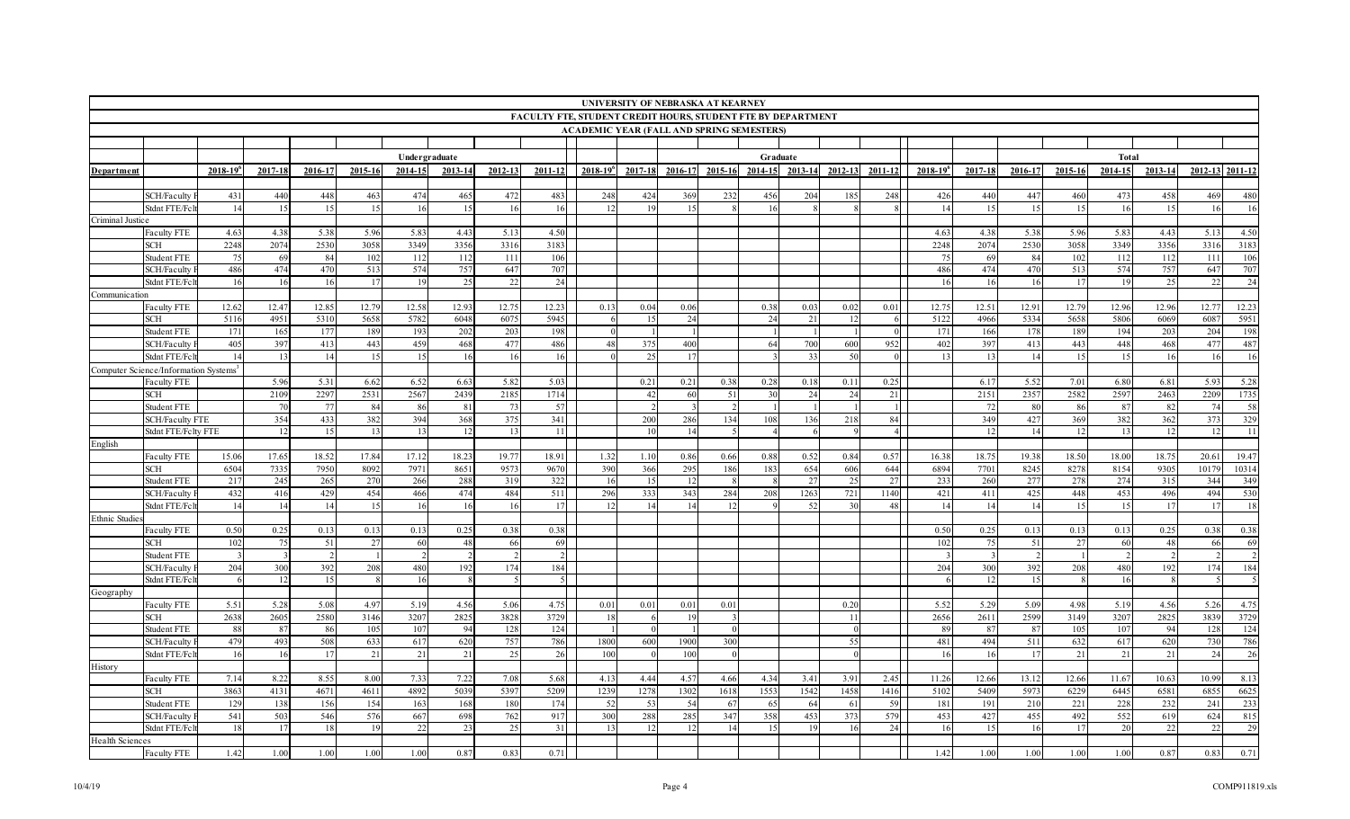# UNIVERSITY OF NEBRASKA AT KEARNEY

## FACULTY FTE, STUDENT CREDIT HOURS, STUDENT FTE BY DEPARTMENT

### ACADEMIC YEAR (FALL AND SPRING SEMESTERS)

| Department | | Undergraduate | | | | | | | | Graduate | | | | | | | | Total | | | | | | | |
|---|---|---|---|---|---|---|---|---|---|---|---|---|---|---|---|---|---|---|---|---|---|---|---|---|---|
| | | 2018-19[6] | 2017-18 | 2016-17 | 2015-16 | 2014-15 | 2013-14 | 2012-13 | 2011-12 | 2018-19[6] | 2017-18 | 2016-17 | 2015-16 | 2014-15 | 2013-14 | 2012-13 | 2011-12 | 2018-19[6] | 2017-18 | 2016-17 | 2015-16 | 2014-15 | 2013-14 | 2012-13 | 2011-12 |
| | SCH/Faculty F | 431 | 440 | 448 | 463 | 474 | 465 | 472 | 483 | 248 | 424 | 369 | 232 | 456 | 204 | 185 | 248 | 426 | 440 | 447 | 460 | 473 | 458 | 469 | 480 |
| | Stdnt FTE/Fclt | 14 | 15 | 15 | 15 | 16 | 15 | 16 | 16 | 12 | 19 | 15 | 8 | 16 | 8 | 8 | 8 | 14 | 15 | 15 | 15 | 16 | 15 | 16 | 16 |
| Criminal Justice | | | | | | | | | | | | | | | | | | | | | | | | | |
| | Faculty FTE | 4.63 | 4.38 | 5.38 | 5.96 | 5.83 | 4.43 | 5.13 | 4.50 | | | | | | | | | 4.63 | 4.38 | 5.38 | 5.96 | 5.83 | 4.43 | 5.13 | 4.50 |
| | SCH | 2248 | 2074 | 2530 | 3058 | 3349 | 3356 | 3316 | 3183 | | | | | | | | | 2248 | 2074 | 2530 | 3058 | 3349 | 3356 | 3316 | 3183 |
| | Student FTE | 75 | 69 | 84 | 102 | 112 | 112 | 111 | 106 | | | | | | | | | 75 | 69 | 84 | 102 | 112 | 112 | 111 | 106 |
| | SCH/Faculty F | 486 | 474 | 470 | 513 | 574 | 757 | 647 | 707 | | | | | | | | | 486 | 474 | 470 | 513 | 574 | 757 | 647 | 707 |
| | Stdnt FTE/Fclt | 16 | 16 | 16 | 17 | 19 | 25 | 22 | 24 | | | | | | | | | 16 | 16 | 16 | 17 | 19 | 25 | 22 | 24 |
| Communication | | | | | | | | | | | | | | | | | | | | | | | | | |
| | Faculty FTE | 12.62 | 12.47 | 12.85 | 12.79 | 12.58 | 12.93 | 12.75 | 12.23 | 0.13 | 0.04 | 0.06 | | 0.38 | 0.03 | 0.02 | 0.01 | 12.75 | 12.51 | 12.91 | 12.79 | 12.96 | 12.96 | 12.77 | 12.23 |
| | SCH | 5116 | 4951 | 5310 | 5658 | 5782 | 6048 | 6075 | 5945 | 6 | 15 | 24 | | 24 | 21 | 12 | 6 | 5122 | 4966 | 5334 | 5658 | 5806 | 6069 | 6087 | 5951 |
| | Student FTE | 171 | 165 | 177 | 189 | 193 | 202 | 203 | 198 | 0 | 1 | 1 | | 1 | 1 | 1 | 0 | 171 | 166 | 178 | 189 | 194 | 203 | 204 | 198 |
| | SCH/Faculty F | 405 | 397 | 413 | 443 | 459 | 468 | 477 | 486 | 48 | 375 | 400 | | 64 | 700 | 600 | 952 | 402 | 397 | 413 | 443 | 448 | 468 | 477 | 487 |
| | Stdnt FTE/Fclt | 14 | 13 | 14 | 15 | 15 | 16 | 16 | 16 | 0 | 25 | 17 | | 3 | 33 | 50 | 0 | 13 | 13 | 14 | 15 | 15 | 16 | 16 | 16 |
| Computer Science/Information Systems[7] | | | | | | | | | | | | | | | | | | | | | | | | | |
| | Faculty FTE | | 5.96 | 5.31 | 6.62 | 6.52 | 6.63 | 5.82 | 5.03 | | 0.21 | 0.21 | 0.38 | 0.28 | 0.18 | 0.11 | 0.25 | | 6.17 | 5.52 | 7.01 | 6.80 | 6.81 | 5.93 | 5.28 |
| | SCH | | 2109 | 2297 | 2531 | 2567 | 2439 | 2185 | 1714 | | 42 | 60 | 51 | 30 | 24 | 24 | 21 | | 2151 | 2357 | 2582 | 2597 | 2463 | 2209 | 1735 |
| | Student FTE | | 70 | 77 | 84 | 86 | 81 | 73 | 57 | | 2 | 3 | 2 | 1 | 1 | 1 | 1 | | 72 | 80 | 86 | 87 | 82 | 74 | 58 |
| | SCH/Faculty FTE | | 354 | 433 | 382 | 394 | 368 | 375 | 341 | | 200 | 286 | 134 | 108 | 136 | 218 | 84 | | 349 | 427 | 369 | 382 | 362 | 373 | 329 |
| | Stdnt FTE/Fclty FTE | | 12 | 15 | 13 | 13 | 12 | 13 | 11 | | 10 | 14 | 5 | 4 | 6 | 9 | 4 | | 12 | 14 | 12 | 13 | 12 | 12 | 11 |
| English | | | | | | | | | | | | | | | | | | | | | | | | | |
| | Faculty FTE | 15.06 | 17.65 | 18.52 | 17.84 | 17.12 | 18.23 | 19.77 | 18.91 | 1.32 | 1.10 | 0.86 | 0.66 | 0.88 | 0.52 | 0.84 | 0.57 | 16.38 | 18.75 | 19.38 | 18.50 | 18.00 | 18.75 | 20.61 | 19.47 |
| | SCH | 6504 | 7335 | 7950 | 8092 | 7971 | 8651 | 9573 | 9670 | 390 | 366 | 295 | 186 | 183 | 654 | 606 | 644 | 6894 | 7701 | 8245 | 8278 | 8154 | 9305 | 10179 | 10314 |
| | Student FTE | 217 | 245 | 265 | 270 | 266 | 288 | 319 | 322 | 16 | 15 | 12 | 8 | 8 | 27 | 25 | 27 | 233 | 260 | 277 | 278 | 274 | 315 | 344 | 349 |
| | SCH/Faculty F | 432 | 416 | 429 | 454 | 466 | 474 | 484 | 511 | 296 | 333 | 343 | 284 | 208 | 1263 | 721 | 1140 | 421 | 411 | 425 | 448 | 453 | 496 | 494 | 530 |
| | Stdnt FTE/Fclt | 14 | 14 | 14 | 15 | 16 | 16 | 16 | 17 | 12 | 14 | 14 | 12 | 9 | 52 | 30 | 48 | 14 | 14 | 14 | 15 | 15 | 17 | 17 | 18 |
| Ethnic Studies | | | | | | | | | | | | | | | | | | | | | | | | | |
| | Faculty FTE | 0.50 | 0.25 | 0.13 | 0.13 | 0.13 | 0.25 | 0.38 | 0.38 | | | | | | | | | 0.50 | 0.25 | 0.13 | 0.13 | 0.13 | 0.25 | 0.38 | 0.38 |
| | SCH | 102 | 75 | 51 | 27 | 60 | 48 | 66 | 69 | | | | | | | | | 102 | 75 | 51 | 27 | 60 | 48 | 66 | 69 |
| | Student FTE | 3 | 3 | 2 | 1 | 2 | 2 | 2 | 2 | | | | | | | | | 3 | 3 | 2 | 1 | 2 | 2 | 2 | 2 |
| | SCH/Faculty F | 204 | 300 | 392 | 208 | 480 | 192 | 174 | 184 | | | | | | | | | 204 | 300 | 392 | 208 | 480 | 192 | 174 | 184 |
| | Stdnt FTE/Fclt | 6 | 12 | 15 | 8 | 16 | 8 | 5 | 5 | | | | | | | | | 6 | 12 | 15 | 8 | 16 | 8 | 5 | 5 |
| Geography | | | | | | | | | | | | | | | | | | | | | | | | | |
| | Faculty FTE | 5.51 | 5.28 | 5.08 | 4.97 | 5.19 | 4.56 | 5.06 | 4.75 | 0.01 | 0.01 | 0.01 | 0.01 | | | 0.20 | | 5.52 | 5.29 | 5.09 | 4.98 | 5.19 | 4.56 | 5.26 | 4.75 |
| | SCH | 2638 | 2605 | 2580 | 3146 | 3207 | 2825 | 3828 | 3729 | 18 | 6 | 19 | 3 | | | 11 | | 2656 | 2611 | 2599 | 3149 | 3207 | 2825 | 3839 | 3729 |
| | Student FTE | 88 | 87 | 86 | 105 | 107 | 94 | 128 | 124 | 1 | 0 | 1 | 0 | | | 0 | | 89 | 87 | 87 | 105 | 107 | 94 | 128 | 124 |
| | SCH/Faculty F | 479 | 493 | 508 | 633 | 617 | 620 | 757 | 786 | 1800 | 600 | 1900 | 300 | | | 55 | | 481 | 494 | 511 | 632 | 617 | 620 | 730 | 786 |
| | Stdnt FTE/Fclt | 16 | 16 | 17 | 21 | 21 | 21 | 25 | 26 | 100 | 0 | 100 | 0 | | | 0 | | 16 | 16 | 17 | 21 | 21 | 21 | 24 | 26 |
| History | | | | | | | | | | | | | | | | | | | | | | | | | |
| | Faculty FTE | 7.14 | 8.22 | 8.55 | 8.00 | 7.33 | 7.22 | 7.08 | 5.68 | 4.13 | 4.44 | 4.57 | 4.66 | 4.34 | 3.41 | 3.91 | 2.45 | 11.26 | 12.66 | 13.12 | 12.66 | 11.67 | 10.63 | 10.99 | 8.13 |
| | SCH | 3863 | 4131 | 4671 | 4611 | 4892 | 5039 | 5397 | 5209 | 1239 | 1278 | 1302 | 1618 | 1553 | 1542 | 1458 | 1416 | 5102 | 5409 | 5973 | 6229 | 6445 | 6581 | 6855 | 6625 |
| | Student FTE | 129 | 138 | 156 | 154 | 163 | 168 | 180 | 174 | 52 | 53 | 54 | 67 | 65 | 64 | 61 | 59 | 181 | 191 | 210 | 221 | 228 | 232 | 241 | 233 |
| | SCH/Faculty F | 541 | 503 | 546 | 576 | 667 | 698 | 762 | 917 | 300 | 288 | 285 | 347 | 358 | 453 | 373 | 579 | 453 | 427 | 455 | 492 | 552 | 619 | 624 | 815 |
| | Stdnt FTE/Fclt | 18 | 17 | 18 | 19 | 22 | 23 | 25 | 31 | 13 | 12 | 12 | 14 | 15 | 19 | 16 | 24 | 16 | 15 | 16 | 17 | 20 | 22 | 22 | 29 |
| Health Sciences | | | | | | | | | | | | | | | | | | | | | | | | | |
| | Faculty FTE | 1.42 | 1.00 | 1.00 | 1.00 | 1.00 | 0.87 | 0.83 | 0.71 | | | | | | | | | 1.42 | 1.00 | 1.00 | 1.00 | 1.00 | 0.87 | 0.83 | 0.71 |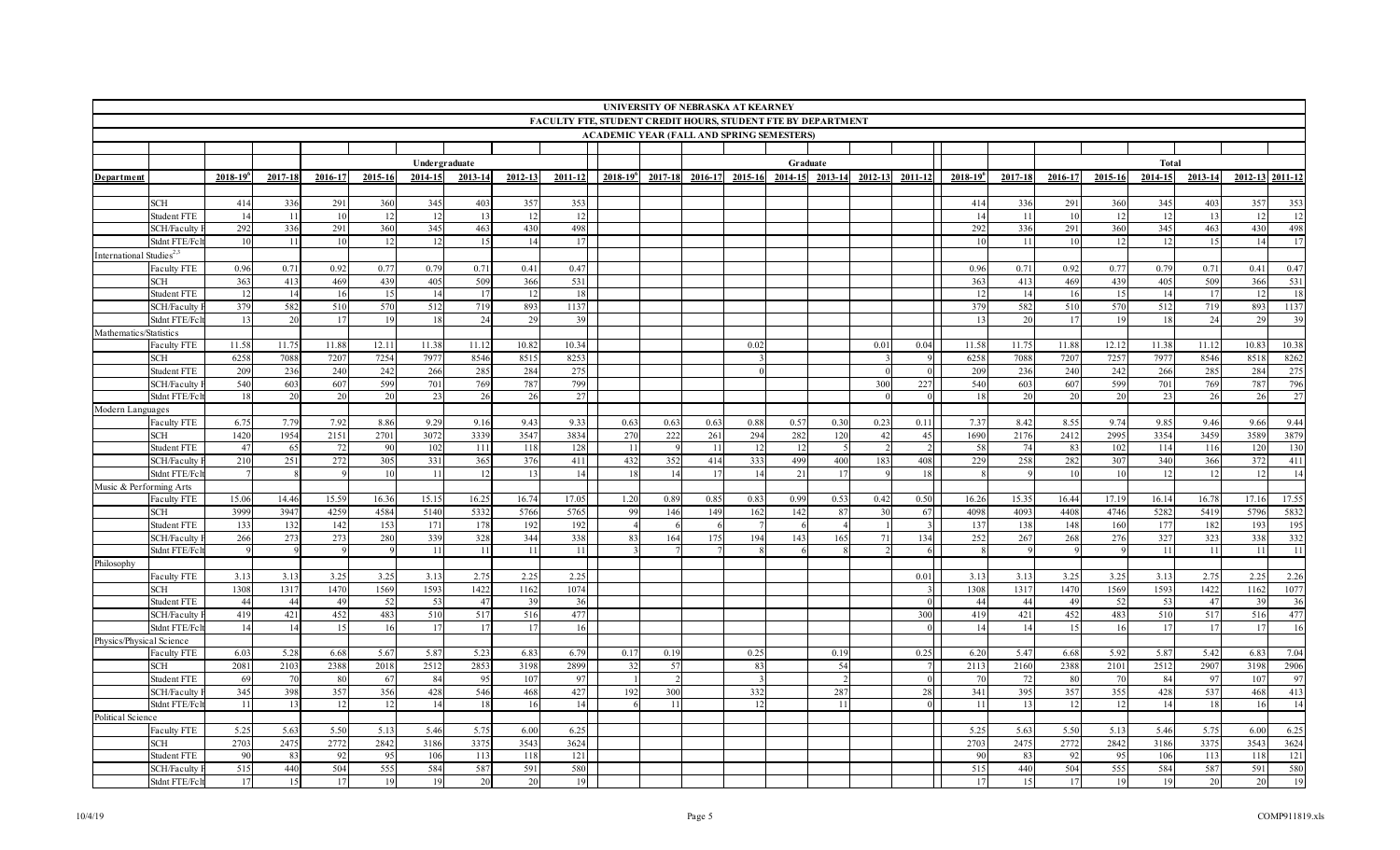# UNIVERSITY OF NEBRASKA AT KEARNEY

## FACULTY FTE, STUDENT CREDIT HOURS, STUDENT FTE BY DEPARTMENT

### ACADEMIC YEAR (FALL AND SPRING SEMESTERS)

| | | Undergraduate | | | | | | | | Graduate | | | | | | | | Total | | | | | | | |
|---|---|---|---|---|---|---|---|---|---|---|---|---|---|---|---|---|---|---|---|---|---|---|---|---|---|
| **Department** | | **2018-19[6]** | **2017-18** | **2016-17** | **2015-16** | **2014-15** | **2013-14** | **2012-13** | **2011-12** | **2018-19[6]** | **2017-18** | **2016-17** | **2015-16** | **2014-15** | **2013-14** | **2012-13** | **2011-12** | **2018-19[6]** | **2017-18** | **2016-17** | **2015-16** | **2014-15** | **2013-14** | **2012-13** | **2011-12** |
| | SCH | 414 | 336 | 291 | 360 | 345 | 403 | 357 | 353 | | | | | | | | | 414 | 336 | 291 | 360 | 345 | 403 | 357 | 353 |
| | Student FTE | 14 | 11 | 10 | 12 | 12 | 13 | 12 | 12 | | | | | | | | | 14 | 11 | 10 | 12 | 12 | 13 | 12 | 12 |
| | SCH/Faculty F | 292 | 336 | 291 | 360 | 345 | 463 | 430 | 498 | | | | | | | | | 292 | 336 | 291 | 360 | 345 | 463 | 430 | 498 |
| | Stdnt FTE/Fclt | 10 | 11 | 10 | 12 | 12 | 15 | 14 | 17 | | | | | | | | | 10 | 11 | 10 | 12 | 12 | 15 | 14 | 17 |
| International Studies[2,3] | | | | | | | | | | | | | | | | | | | | | | | | | |
| | Faculty FTE | 0.96 | 0.71 | 0.92 | 0.77 | 0.79 | 0.71 | 0.41 | 0.47 | | | | | | | | | 0.96 | 0.71 | 0.92 | 0.77 | 0.79 | 0.71 | 0.41 | 0.47 |
| | SCH | 363 | 413 | 469 | 439 | 405 | 509 | 366 | 531 | | | | | | | | | 363 | 413 | 469 | 439 | 405 | 509 | 366 | 531 |
| | Student FTE | 12 | 14 | 16 | 15 | 14 | 17 | 12 | 18 | | | | | | | | | 12 | 14 | 16 | 15 | 14 | 17 | 12 | 18 |
| | SCH/Faculty F | 379 | 582 | 510 | 570 | 512 | 719 | 893 | 1137 | | | | | | | | | 379 | 582 | 510 | 570 | 512 | 719 | 893 | 1137 |
| | Stdnt FTE/Fclt | 13 | 20 | 17 | 19 | 18 | 24 | 29 | 39 | | | | | | | | | 13 | 20 | 17 | 19 | 18 | 24 | 29 | 39 |
| Mathematics/Statistics | | | | | | | | | | | | | | | | | | | | | | | | | |
| | Faculty FTE | 11.58 | 11.75 | 11.88 | 12.11 | 11.38 | 11.12 | 10.82 | 10.34 | | | | 0.02 | | | 0.01 | 0.04 | 11.58 | 11.75 | 11.88 | 12.12 | 11.38 | 11.12 | 10.83 | 10.38 |
| | SCH | 6258 | 7088 | 7207 | 7254 | 7977 | 8546 | 8515 | 8253 | | | | 3 | | | 3 | 9 | 6258 | 7088 | 7207 | 7257 | 7977 | 8546 | 8518 | 8262 |
| | Student FTE | 209 | 236 | 240 | 242 | 266 | 285 | 284 | 275 | | | | 0 | | | 0 | 0 | 209 | 236 | 240 | 242 | 266 | 285 | 284 | 275 |
| | SCH/Faculty F | 540 | 603 | 607 | 599 | 701 | 769 | 787 | 799 | | | | | | | 300 | 227 | 540 | 603 | 607 | 599 | 701 | 769 | 787 | 796 |
| | Stdnt FTE/Fclt | 18 | 20 | 20 | 20 | 23 | 26 | 26 | 27 | | | | | | | 0 | 0 | 18 | 20 | 20 | 20 | 23 | 26 | 26 | 27 |
| Modern Languages | | | | | | | | | | | | | | | | | | | | | | | | | |
| | Faculty FTE | 6.75 | 7.79 | 7.92 | 8.86 | 9.29 | 9.16 | 9.43 | 9.33 | 0.63 | 0.63 | 0.63 | 0.88 | 0.57 | 0.30 | 0.23 | 0.11 | 7.37 | 8.42 | 8.55 | 9.74 | 9.85 | 9.46 | 9.66 | 9.44 |
| | SCH | 1420 | 1954 | 2151 | 2701 | 3072 | 3339 | 3547 | 3834 | 270 | 222 | 261 | 294 | 282 | 120 | 42 | 45 | 1690 | 2176 | 2412 | 2995 | 3354 | 3459 | 3589 | 3879 |
| | Student FTE | 47 | 65 | 72 | 90 | 102 | 111 | 118 | 128 | 11 | 9 | 11 | 12 | 12 | 5 | 2 | 2 | 58 | 74 | 83 | 102 | 114 | 116 | 120 | 130 |
| | SCH/Faculty F | 210 | 251 | 272 | 305 | 331 | 365 | 376 | 411 | 432 | 352 | 414 | 333 | 499 | 400 | 183 | 408 | 229 | 258 | 282 | 307 | 340 | 366 | 372 | 411 |
| | Stdnt FTE/Fclt | 7 | 8 | 9 | 10 | 11 | 12 | 13 | 14 | 18 | 14 | 17 | 14 | 21 | 17 | 9 | 18 | 8 | 9 | 10 | 10 | 12 | 12 | 12 | 14 |
| Music & Performing Arts | | | | | | | | | | | | | | | | | | | | | | | | | |
| | Faculty FTE | 15.06 | 14.46 | 15.59 | 16.36 | 15.15 | 16.25 | 16.74 | 17.05 | 1.20 | 0.89 | 0.85 | 0.83 | 0.99 | 0.53 | 0.42 | 0.50 | 16.26 | 15.35 | 16.44 | 17.19 | 16.14 | 16.78 | 17.16 | 17.55 |
| | SCH | 3999 | 3947 | 4259 | 4584 | 5140 | 5332 | 5766 | 5765 | 99 | 146 | 149 | 162 | 142 | 87 | 30 | 67 | 4098 | 4093 | 4408 | 4746 | 5282 | 5419 | 5796 | 5832 |
| | Student FTE | 133 | 132 | 142 | 153 | 171 | 178 | 192 | 192 | 4 | 6 | 6 | 7 | 6 | 4 | 1 | 3 | 137 | 138 | 148 | 160 | 177 | 182 | 193 | 195 |
| | SCH/Faculty F | 266 | 273 | 273 | 280 | 339 | 328 | 344 | 338 | 83 | 164 | 175 | 194 | 143 | 165 | 71 | 134 | 252 | 267 | 268 | 276 | 327 | 323 | 338 | 332 |
| | Stdnt FTE/Fclt | 9 | 9 | 9 | 9 | 11 | 11 | 11 | 11 | 3 | 7 | 7 | 8 | 6 | 8 | 2 | 6 | 8 | 9 | 9 | 9 | 11 | 11 | 11 | 11 |
| Philosophy | | | | | | | | | | | | | | | | | | | | | | | | | |
| | Faculty FTE | 3.13 | 3.13 | 3.25 | 3.25 | 3.13 | 2.75 | 2.25 | 2.25 | | | | | | | | 0.01 | 3.13 | 3.13 | 3.25 | 3.25 | 3.13 | 2.75 | 2.25 | 2.26 |
| | SCH | 1308 | 1317 | 1470 | 1569 | 1593 | 1422 | 1162 | 1074 | | | | | | | | 3 | 1308 | 1317 | 1470 | 1569 | 1593 | 1422 | 1162 | 1077 |
| | Student FTE | 44 | 44 | 49 | 52 | 53 | 47 | 39 | 36 | | | | | | | | 0 | 44 | 44 | 49 | 52 | 53 | 47 | 39 | 36 |
| | SCH/Faculty F | 419 | 421 | 452 | 483 | 510 | 517 | 516 | 477 | | | | | | | | 300 | 419 | 421 | 452 | 483 | 510 | 517 | 516 | 477 |
| | Stdnt FTE/Fclt | 14 | 14 | 15 | 16 | 17 | 17 | 17 | 16 | | | | | | | | 0 | 14 | 14 | 15 | 16 | 17 | 17 | 17 | 16 |
| Physics/Physical Science | | | | | | | | | | | | | | | | | | | | | | | | | |
| | Faculty FTE | 6.03 | 5.28 | 6.68 | 5.67 | 5.87 | 5.23 | 6.83 | 6.79 | 0.17 | 0.19 | | 0.25 | | 0.19 | | 0.25 | 6.20 | 5.47 | 6.68 | 5.92 | 5.87 | 5.42 | 6.83 | 7.04 |
| | SCH | 2081 | 2103 | 2388 | 2018 | 2512 | 2853 | 3198 | 2899 | 32 | 57 | | 83 | | 54 | | 7 | 2113 | 2160 | 2388 | 2101 | 2512 | 2907 | 3198 | 2906 |
| | Student FTE | 69 | 70 | 80 | 67 | 84 | 95 | 107 | 97 | 1 | 2 | | 3 | | 2 | | 0 | 70 | 72 | 80 | 70 | 84 | 97 | 107 | 97 |
| | SCH/Faculty F | 345 | 398 | 357 | 356 | 428 | 546 | 468 | 427 | 192 | 300 | | 332 | | 287 | | 28 | 341 | 395 | 357 | 355 | 428 | 537 | 468 | 413 |
| | Stdnt FTE/Fclt | 11 | 13 | 12 | 12 | 14 | 18 | 16 | 14 | 6 | 11 | | 12 | | 11 | | 0 | 11 | 13 | 12 | 12 | 14 | 18 | 16 | 14 |
| Political Science | | | | | | | | | | | | | | | | | | | | | | | | | |
| | Faculty FTE | 5.25 | 5.63 | 5.50 | 5.13 | 5.46 | 5.75 | 6.00 | 6.25 | | | | | | | | | 5.25 | 5.63 | 5.50 | 5.13 | 5.46 | 5.75 | 6.00 | 6.25 |
| | SCH | 2703 | 2475 | 2772 | 2842 | 3186 | 3375 | 3543 | 3624 | | | | | | | | | 2703 | 2475 | 2772 | 2842 | 3186 | 3375 | 3543 | 3624 |
| | Student FTE | 90 | 83 | 92 | 95 | 106 | 113 | 118 | 121 | | | | | | | | | 90 | 83 | 92 | 95 | 106 | 113 | 118 | 121 |
| | SCH/Faculty F | 515 | 440 | 504 | 555 | 584 | 587 | 591 | 580 | | | | | | | | | 515 | 440 | 504 | 555 | 584 | 587 | 591 | 580 |
| | Stdnt FTE/Fclt | 17 | 15 | 17 | 19 | 19 | 20 | 20 | 19 | | | | | | | | | 17 | 15 | 17 | 19 | 19 | 20 | 20 | 19 |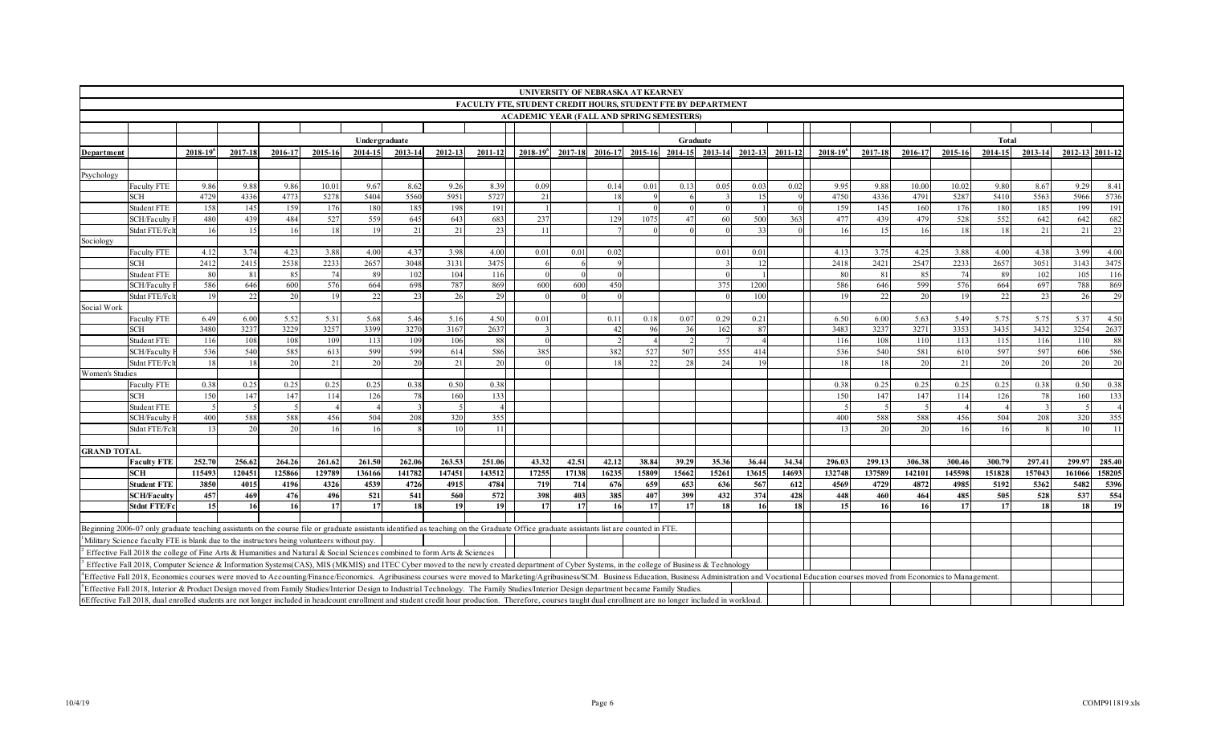# UNIVERSITY OF NEBRASKA AT KEARNEY

## FACULTY FTE, STUDENT CREDIT HOURS, STUDENT FTE BY DEPARTMENT

### ACADEMIC YEAR (FALL AND SPRING SEMESTERS)

| | | Undergraduate | | | | | | | | Graduate | | | | | | | | Total | | | | | | | |
|---|---|---|---|---|---|---|---|---|---|---|---|---|---|---|---|---|---|---|---|---|---|---|---|---|---|
| **Department** | | **2018-19[6]** | **2017-18** | **2016-17** | **2015-16** | **2014-15** | **2013-14** | **2012-13** | **2011-12** | **2018-19[6]** | **2017-18** | **2016-17** | **2015-16** | **2014-15** | **2013-14** | **2012-13** | **2011-12** | **2018-19[6]** | **2017-18** | **2016-17** | **2015-16** | **2014-15** | **2013-14** | **2012-13** | **2011-12** |
| Psychology | | | | | | | | | | | | | | | | | | | | | | | | | |
| | Faculty FTE | 9.86 | 9.88 | 9.86 | 10.01 | 9.67 | 8.62 | 9.26 | 8.39 | 0.09 | | 0.14 | 0.01 | 0.13 | 0.05 | 0.03 | 0.02 | 9.95 | 9.88 | 10.00 | 10.02 | 9.80 | 8.67 | 9.29 | 8.41 |
| | SCH | 4729 | 4336 | 4773 | 5278 | 5404 | 5560 | 5951 | 5727 | 21 | | 18 | 9 | 6 | 3 | 15 | 9 | 4750 | 4336 | 4791 | 5287 | 5410 | 5563 | 5966 | 5736 |
| | Student FTE | 158 | 145 | 159 | 176 | 180 | 185 | 198 | 191 | 1 | | 1 | 0 | 0 | 0 | 1 | 0 | 159 | 145 | 160 | 176 | 180 | 185 | 199 | 191 |
| | SCH/Faculty F | 480 | 439 | 484 | 527 | 559 | 645 | 643 | 683 | 237 | | 129 | 1075 | 47 | 60 | 500 | 363 | 477 | 439 | 479 | 528 | 552 | 642 | 642 | 682 |
| | Stdnt FTE/Fclt | 16 | 15 | 16 | 18 | 19 | 21 | 21 | 23 | 11 | | 7 | 0 | 0 | 0 | 33 | 0 | 16 | 15 | 16 | 18 | 18 | 21 | 21 | 23 |
| Sociology | | | | | | | | | | | | | | | | | | | | | | | | | |
| | Faculty FTE | 4.12 | 3.74 | 4.23 | 3.88 | 4.00 | 4.37 | 3.98 | 4.00 | 0.01 | 0.01 | 0.02 | | | 0.01 | 0.01 | | 4.13 | 3.75 | 4.25 | 3.88 | 4.00 | 4.38 | 3.99 | 4.00 |
| | SCH | 2412 | 2415 | 2538 | 2233 | 2657 | 3048 | 3131 | 3475 | 6 | 6 | 9 | | | 3 | 12 | | 2418 | 2421 | 2547 | 2233 | 2657 | 3051 | 3143 | 3475 |
| | Student FTE | 80 | 81 | 85 | 74 | 89 | 102 | 104 | 116 | 0 | 0 | 0 | | | 0 | 1 | | 80 | 81 | 85 | 74 | 89 | 102 | 105 | 116 |
| | SCH/Faculty F | 586 | 646 | 600 | 576 | 664 | 698 | 787 | 869 | 600 | 600 | 450 | | | 375 | 1200 | | 586 | 646 | 599 | 576 | 664 | 697 | 788 | 869 |
| | Stdnt FTE/Fclt | 19 | 22 | 20 | 19 | 22 | 23 | 26 | 29 | 0 | 0 | 0 | | | 0 | 100 | | 19 | 22 | 20 | 19 | 22 | 23 | 26 | 29 |
| Social Work | | | | | | | | | | | | | | | | | | | | | | | | | |
| | Faculty FTE | 6.49 | 6.00 | 5.52 | 5.31 | 5.68 | 5.46 | 5.16 | 4.50 | 0.01 | | 0.11 | 0.18 | 0.07 | 0.29 | 0.21 | | 6.50 | 6.00 | 5.63 | 5.49 | 5.75 | 5.75 | 5.37 | 4.50 |
| | SCH | 3480 | 3237 | 3229 | 3257 | 3399 | 3270 | 3167 | 2637 | 3 | | 42 | 96 | 36 | 162 | 87 | | 3483 | 3237 | 3271 | 3353 | 3435 | 3432 | 3254 | 2637 |
| | Student FTE | 116 | 108 | 108 | 109 | 113 | 109 | 106 | 88 | 0 | | 2 | 4 | 2 | 7 | 4 | | 116 | 108 | 110 | 113 | 115 | 116 | 110 | 88 |
| | SCH/Faculty F | 536 | 540 | 585 | 613 | 599 | 599 | 614 | 586 | 385 | | 382 | 527 | 507 | 555 | 414 | | 536 | 540 | 581 | 610 | 597 | 597 | 606 | 586 |
| | Stdnt FTE/Fclt | 18 | 18 | 20 | 21 | 20 | 20 | 21 | 20 | 0 | | 18 | 22 | 28 | 24 | 19 | | 18 | 18 | 20 | 21 | 20 | 20 | 20 | 20 |
| Women's Studies | | | | | | | | | | | | | | | | | | | | | | | | | |
| | Faculty FTE | 0.38 | 0.25 | 0.25 | 0.25 | 0.25 | 0.38 | 0.50 | 0.38 | | | | | | | | | 0.38 | 0.25 | 0.25 | 0.25 | 0.25 | 0.38 | 0.50 | 0.38 |
| | SCH | 150 | 147 | 147 | 114 | 126 | 78 | 160 | 133 | | | | | | | | | 150 | 147 | 147 | 114 | 126 | 78 | 160 | 133 |
| | Student FTE | 5 | 5 | 5 | 4 | 4 | 3 | 5 | 4 | | | | | | | | | 5 | 5 | 5 | 4 | 4 | 3 | 5 | 4 |
| | SCH/Faculty F | 400 | 588 | 588 | 456 | 504 | 208 | 320 | 355 | | | | | | | | | 400 | 588 | 588 | 456 | 504 | 208 | 320 | 355 |
| | Stdnt FTE/Fclt | 13 | 20 | 20 | 16 | 16 | 8 | 10 | 11 | | | | | | | | | 13 | 20 | 20 | 16 | 16 | 8 | 10 | 11 |
| **GRAND TOTAL** | | | | | | | | | | | | | | | | | | | | | | | | | |
| | **Faculty FTE** | **252.70** | **256.62** | **264.26** | **261.62** | **261.50** | **262.06** | **263.53** | **251.06** | **43.32** | **42.51** | **42.12** | **38.84** | **39.29** | **35.36** | **36.44** | **34.34** | **296.03** | **299.13** | **306.38** | **300.46** | **300.79** | **297.41** | **299.97** | **285.40** |
| | **SCH** | **115493** | **120451** | **125866** | **129789** | **136166** | **141782** | **147451** | **143512** | **17255** | **17138** | **16235** | **15809** | **15662** | **15261** | **13615** | **14693** | **132748** | **137589** | **142101** | **145598** | **151828** | **157043** | **161066** | **158205** |
| | **Student FTE** | **3850** | **4015** | **4196** | **4326** | **4539** | **4726** | **4915** | **4784** | **719** | **714** | **676** | **659** | **653** | **636** | **567** | **612** | **4569** | **4729** | **4872** | **4985** | **5192** | **5362** | **5482** | **5396** |
| | **SCH/Faculty** | **457** | **469** | **476** | **496** | **521** | **541** | **560** | **572** | **398** | **403** | **385** | **407** | **399** | **432** | **374** | **428** | **448** | **460** | **464** | **485** | **505** | **528** | **537** | **554** |
| | **Stdnt FTE/Fc** | **15** | **16** | **16** | **17** | **17** | **18** | **19** | **19** | **17** | **17** | **16** | **17** | **17** | **18** | **16** | **18** | **15** | **16** | **16** | **17** | **17** | **18** | **18** | **19** |

Beginning 2006-07 only graduate teaching assistants on the course file or graduate assistants identified as teaching on the Graduate Office graduate assistants list are counted in FTE.

[1] Military Science faculty FTE is blank due to the instructors being volunteers without pay.

[2] Effective Fall 2018 the college of Fine Arts & Humanities and Natural & Social Sciences combined to form Arts & Sciences

[3] Effective Fall 2018, Computer Science & Information Systems(CAS), MIS (MKMIS) and ITEC Cyber moved to the newly created department of Cyber Systems, in the college of Business & Technology

[4] Effective Fall 2018, Economics courses were moved to Accounting/Finance/Economics. Agribusiness courses were moved to Marketing/Agribusiness/SCM. Business Education, Business Administration and Vocational Education courses moved from Economics to Management.

[5] Effective Fall 2018, Interior & Product Design moved from Family Studies/Interior Design to Industrial Technology. The Family Studies/Interior Design department became Family Studies.

6Effective Fall 2018, dual enrolled students are not longer included in headcount enrollment and student credit hour production. Therefore, courses taught dual enrollment are no longer included in workload.